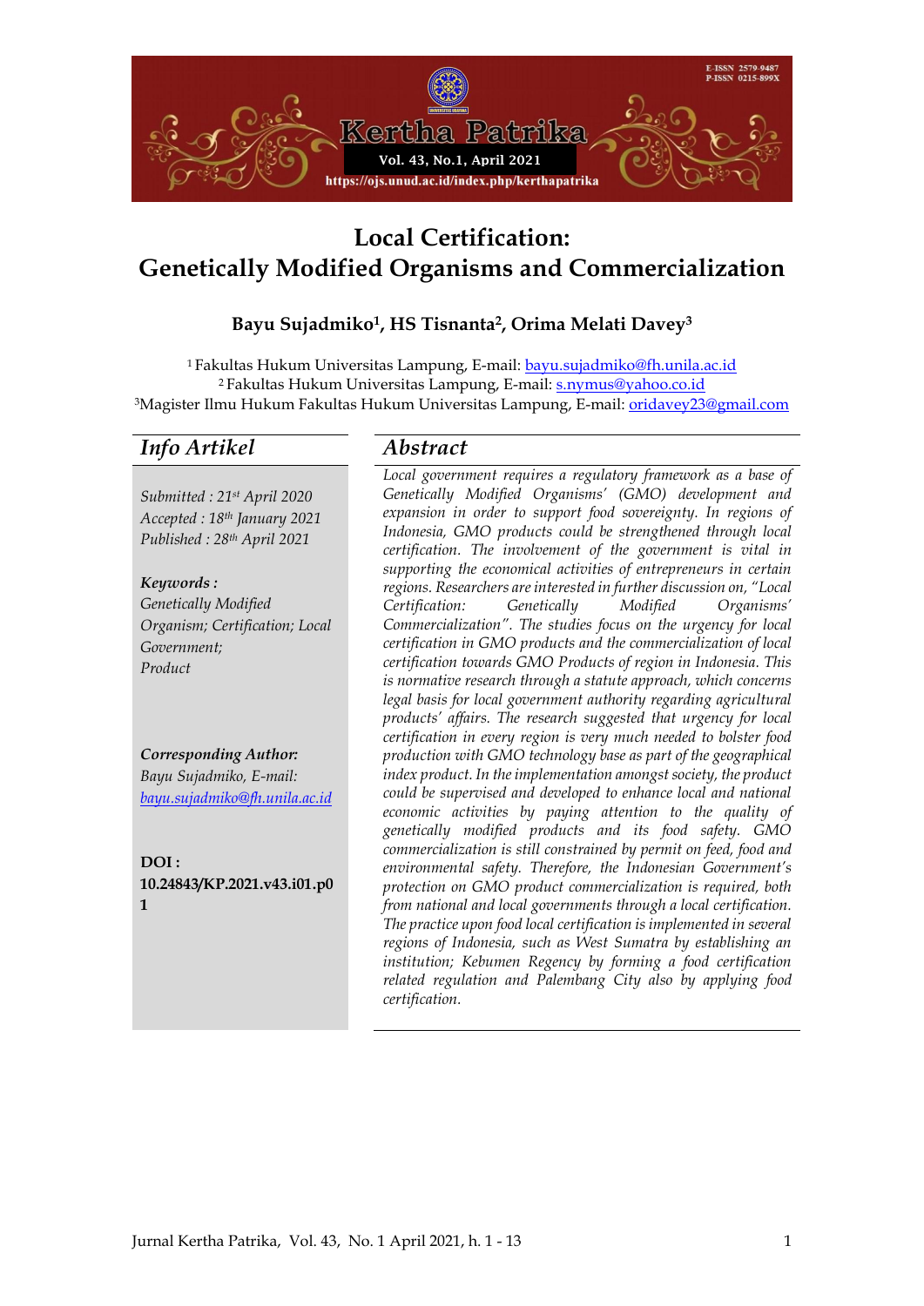# Local Certification: Genetically Modified Organisms and Commercialization

**Bayu Sujadmiko[1], HS Tisnanta[2], Orima Melati Davey[3]**

[1] Fakultas Hukum Universitas Lampung, E-mail: bayu.sujadmiko@fh.unila.ac.id
[2] Fakultas Hukum Universitas Lampung, E-mail: s.nymus@yahoo.co.id
[3]Magister Ilmu Hukum Fakultas Hukum Universitas Lampung, E-mail: oridavey23@gmail.com

## *Info Artikel*

*Submitted : 21st April 2020*
*Accepted : 18th January 2021*
*Published : 28th April 2021*

***Keywords :***
*Genetically Modified Organism; Certification; Local Government; Product*

***Corresponding Author:***
*Bayu Sujadmiko, E-mail: bayu.sujadmiko@fh.unila.ac.id*

**DOI : 10.24843/KP.2021.v43.i01.p01**

## *Abstract*

*Local government requires a regulatory framework as a base of Genetically Modified Organisms' (GMO) development and expansion in order to support food sovereignty. In regions of Indonesia, GMO products could be strengthened through local certification. The involvement of the government is vital in supporting the economical activities of entrepreneurs in certain regions. Researchers are interested in further discussion on, "Local Certification: Genetically Modified Organisms' Commercialization". The studies focus on the urgency for local certification in GMO products and the commercialization of local certification towards GMO Products of region in Indonesia. This is normative research through a statute approach, which concerns legal basis for local government authority regarding agricultural products' affairs. The research suggested that urgency for local certification in every region is very much needed to bolster food production with GMO technology base as part of the geographical index product. In the implementation amongst society, the product could be supervised and developed to enhance local and national economic activities by paying attention to the quality of genetically modified products and its food safety. GMO commercialization is still constrained by permit on feed, food and environmental safety. Therefore, the Indonesian Government's protection on GMO product commercialization is required, both from national and local governments through a local certification. The practice upon food local certification is implemented in several regions of Indonesia, such as West Sumatra by establishing an institution; Kebumen Regency by forming a food certification related regulation and Palembang City also by applying food certification.*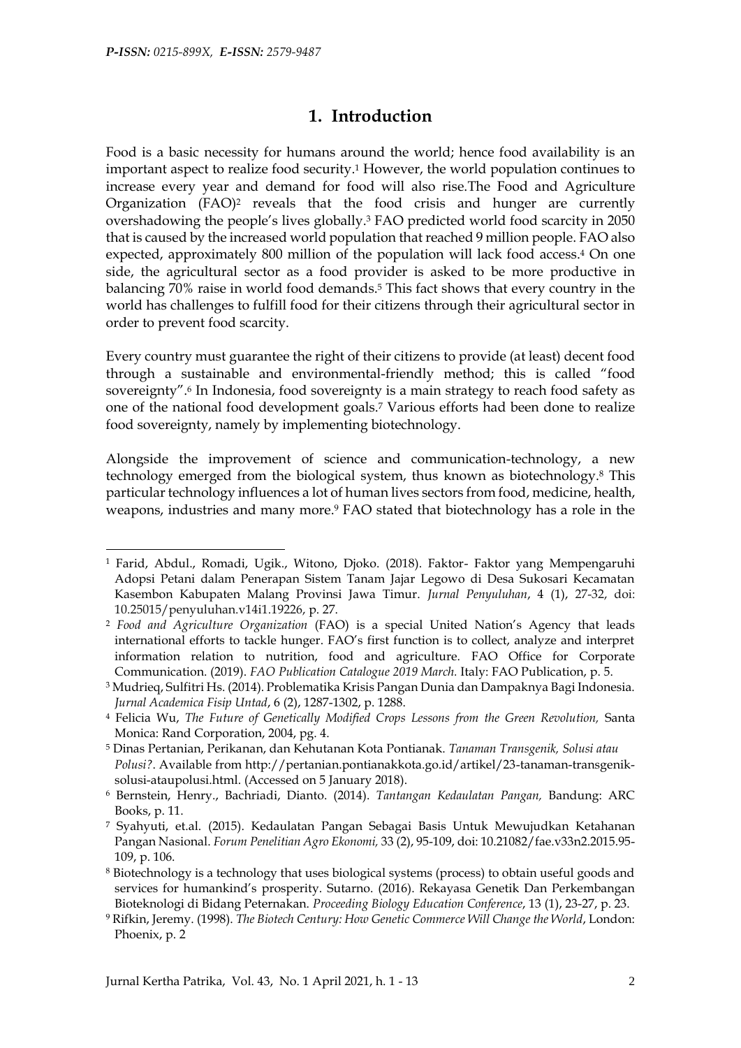## 1. Introduction

Food is a basic necessity for humans around the world; hence food availability is an important aspect to realize food security.[1] However, the world population continues to increase every year and demand for food will also rise.The Food and Agriculture Organization (FAO)[2] reveals that the food crisis and hunger are currently overshadowing the people's lives globally.[3] FAO predicted world food scarcity in 2050 that is caused by the increased world population that reached 9 million people. FAO also expected, approximately 800 million of the population will lack food access.[4] On one side, the agricultural sector as a food provider is asked to be more productive in balancing 70% raise in world food demands.[5] This fact shows that every country in the world has challenges to fulfill food for their citizens through their agricultural sector in order to prevent food scarcity.

Every country must guarantee the right of their citizens to provide (at least) decent food through a sustainable and environmental-friendly method; this is called "food sovereignty".[6] In Indonesia, food sovereignty is a main strategy to reach food safety as one of the national food development goals.[7] Various efforts had been done to realize food sovereignty, namely by implementing biotechnology.

Alongside the improvement of science and communication-technology, a new technology emerged from the biological system, thus known as biotechnology.[8] This particular technology influences a lot of human lives sectors from food, medicine, health, weapons, industries and many more.[9] FAO stated that biotechnology has a role in the

---

[1] Farid, Abdul., Romadi, Ugik., Witono, Djoko. (2018). Faktor- Faktor yang Mempengaruhi Adopsi Petani dalam Penerapan Sistem Tanam Jajar Legowo di Desa Sukosari Kecamatan Kasembon Kabupaten Malang Provinsi Jawa Timur. *Jurnal Penyuluhan*, 4 (1), 27-32, doi: 10.25015/penyuluhan.v14i1.19226, p. 27.

[2] *Food and Agriculture Organization* (FAO) is a special United Nation's Agency that leads international efforts to tackle hunger. FAO's first function is to collect, analyze and interpret information relation to nutrition, food and agriculture. FAO Office for Corporate Communication. (2019). *FAO Publication Catalogue 2019 March.* Italy: FAO Publication, p. 5.

[3] Mudrieq, Sulfitri Hs. (2014). Problematika Krisis Pangan Dunia dan Dampaknya Bagi Indonesia. *Jurnal Academica Fisip Untad*, 6 (2), 1287-1302, p. 1288.

[4] Felicia Wu, *The Future of Genetically Modified Crops Lessons from the Green Revolution,* Santa Monica: Rand Corporation, 2004, pg. 4.

[5] Dinas Pertanian, Perikanan, dan Kehutanan Kota Pontianak. *Tanaman Transgenik, Solusi atau Polusi?*. Available from http://pertanian.pontianakkota.go.id/artikel/23-tanaman-transgenik-solusi-ataupolusi.html. (Accessed on 5 January 2018).

[6] Bernstein, Henry., Bachriadi, Dianto. (2014). *Tantangan Kedaulatan Pangan,* Bandung: ARC Books, p. 11.

[7] Syahyuti, et.al. (2015). Kedaulatan Pangan Sebagai Basis Untuk Mewujudkan Ketahanan Pangan Nasional. *Forum Penelitian Agro Ekonomi,* 33 (2), 95-109, doi: 10.21082/fae.v33n2.2015.95-109, p. 106.

[8] Biotechnology is a technology that uses biological systems (process) to obtain useful goods and services for humankind's prosperity. Sutarno. (2016). Rekayasa Genetik Dan Perkembangan Bioteknologi di Bidang Peternakan. *Proceeding Biology Education Conference*, 13 (1), 23-27, p. 23.

[9] Rifkin, Jeremy. (1998). *The Biotech Century: How Genetic Commerce Will Change the World*, London: Phoenix, p. 2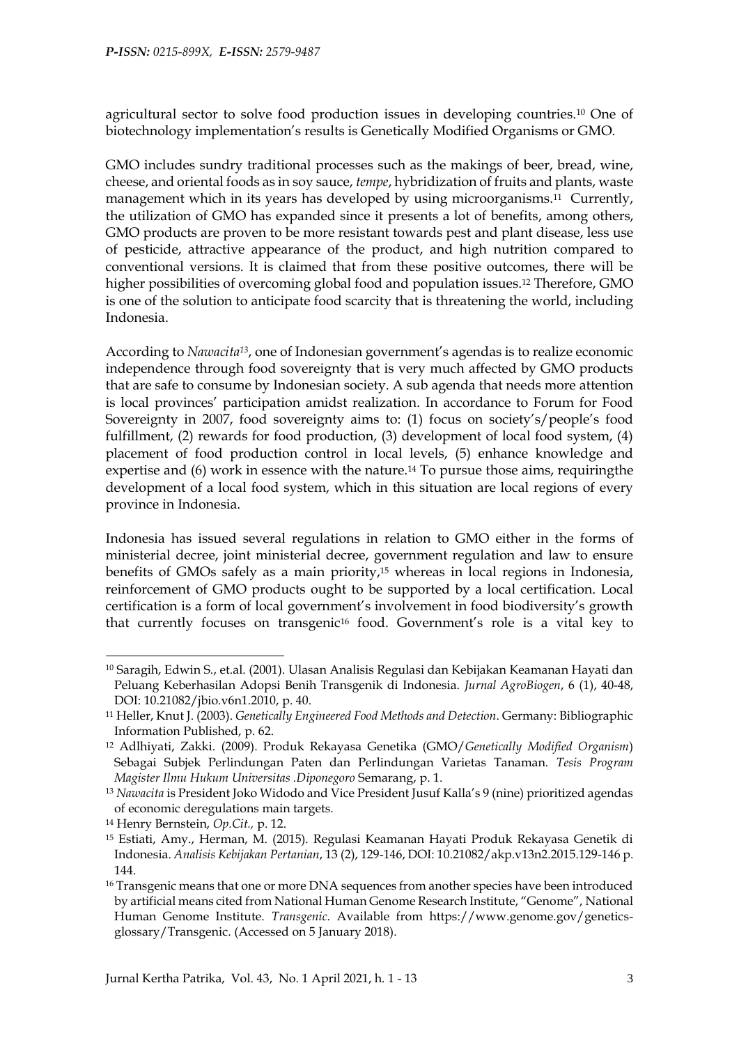agricultural sector to solve food production issues in developing countries.[10] One of biotechnology implementation's results is Genetically Modified Organisms or GMO.

GMO includes sundry traditional processes such as the makings of beer, bread, wine, cheese, and oriental foods as in soy sauce, *tempe*, hybridization of fruits and plants, waste management which in its years has developed by using microorganisms.[11] Currently, the utilization of GMO has expanded since it presents a lot of benefits, among others, GMO products are proven to be more resistant towards pest and plant disease, less use of pesticide, attractive appearance of the product, and high nutrition compared to conventional versions. It is claimed that from these positive outcomes, there will be higher possibilities of overcoming global food and population issues.[12] Therefore, GMO is one of the solution to anticipate food scarcity that is threatening the world, including Indonesia.

According to *Nawacita*[13], one of Indonesian government's agendas is to realize economic independence through food sovereignty that is very much affected by GMO products that are safe to consume by Indonesian society. A sub agenda that needs more attention is local provinces' participation amidst realization. In accordance to Forum for Food Sovereignty in 2007, food sovereignty aims to: (1) focus on society's/people's food fulfillment, (2) rewards for food production, (3) development of local food system, (4) placement of food production control in local levels, (5) enhance knowledge and expertise and (6) work in essence with the nature.[14] To pursue those aims, requiringthe development of a local food system, which in this situation are local regions of every province in Indonesia.

Indonesia has issued several regulations in relation to GMO either in the forms of ministerial decree, joint ministerial decree, government regulation and law to ensure benefits of GMOs safely as a main priority,[15] whereas in local regions in Indonesia, reinforcement of GMO products ought to be supported by a local certification. Local certification is a form of local government's involvement in food biodiversity's growth that currently focuses on transgenic[16] food. Government's role is a vital key to

---

[10] Saragih, Edwin S., et.al. (2001). Ulasan Analisis Regulasi dan Kebijakan Keamanan Hayati dan Peluang Keberhasilan Adopsi Benih Transgenik di Indonesia. *Jurnal AgroBiogen*, 6 (1), 40-48, DOI: 10.21082/jbio.v6n1.2010, p. 40.

[11] Heller, Knut J. (2003). *Genetically Engineered Food Methods and Detection*. Germany: Bibliographic Information Published, p. 62.

[12] Adlhiyati, Zakki. (2009). Produk Rekayasa Genetika (GMO/*Genetically Modified Organism*) Sebagai Subjek Perlindungan Paten dan Perlindungan Varietas Tanaman. *Tesis Program Magister Ilmu Hukum Universitas .Diponegoro* Semarang, p. 1.

[13] *Nawacita* is President Joko Widodo and Vice President Jusuf Kalla's 9 (nine) prioritized agendas of economic deregulations main targets.

[14] Henry Bernstein, *Op.Cit.,* p. 12.

[15] Estiati, Amy., Herman, M. (2015). Regulasi Keamanan Hayati Produk Rekayasa Genetik di Indonesia. *Analisis Kebijakan Pertanian*, 13 (2), 129-146, DOI: 10.21082/akp.v13n2.2015.129-146 p. 144.

[16] Transgenic means that one or more DNA sequences from another species have been introduced by artificial means cited from National Human Genome Research Institute, "Genome", National Human Genome Institute. *Transgenic.* Available from https://www.genome.gov/genetics-glossary/Transgenic. (Accessed on 5 January 2018).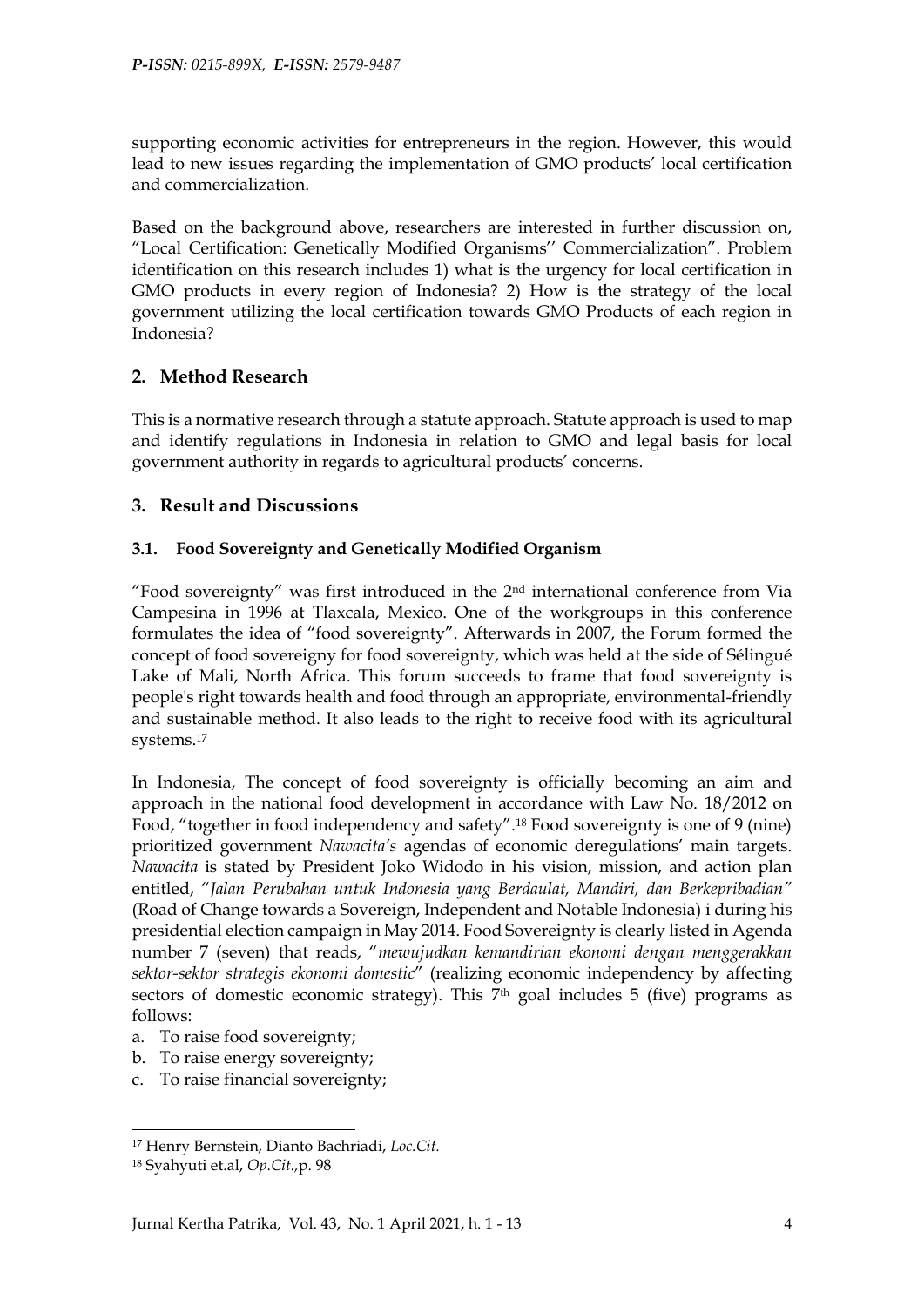supporting economic activities for entrepreneurs in the region. However, this would lead to new issues regarding the implementation of GMO products' local certification and commercialization.

Based on the background above, researchers are interested in further discussion on, "Local Certification: Genetically Modified Organisms'' Commercialization". Problem identification on this research includes 1) what is the urgency for local certification in GMO products in every region of Indonesia? 2) How is the strategy of the local government utilizing the local certification towards GMO Products of each region in Indonesia?

## 2. Method Research

This is a normative research through a statute approach. Statute approach is used to map and identify regulations in Indonesia in relation to GMO and legal basis for local government authority in regards to agricultural products' concerns.

## 3. Result and Discussions

### 3.1. Food Sovereignty and Genetically Modified Organism

"Food sovereignty" was first introduced in the 2nd international conference from Via Campesina in 1996 at Tlaxcala, Mexico. One of the workgroups in this conference formulates the idea of "food sovereignty". Afterwards in 2007, the Forum formed the concept of food sovereigny for food sovereignty, which was held at the side of Sélingué Lake of Mali, North Africa. This forum succeeds to frame that food sovereignty is people's right towards health and food through an appropriate, environmental-friendly and sustainable method. It also leads to the right to receive food with its agricultural systems.[17]

In Indonesia, The concept of food sovereignty is officially becoming an aim and approach in the national food development in accordance with Law No. 18/2012 on Food, "together in food independency and safety".[18] Food sovereignty is one of 9 (nine) prioritized government *Nawacita's* agendas of economic deregulations' main targets. *Nawacita* is stated by President Joko Widodo in his vision, mission, and action plan entitled, "*Jalan Perubahan untuk Indonesia yang Berdaulat, Mandiri, dan Berkepribadian"* (Road of Change towards a Sovereign, Independent and Notable Indonesia) i during his presidential election campaign in May 2014. Food Sovereignty is clearly listed in Agenda number 7 (seven) that reads, "*mewujudkan kemandirian ekonomi dengan menggerakkan sektor-sektor strategis ekonomi domestic*" (realizing economic independency by affecting sectors of domestic economic strategy). This 7th goal includes 5 (five) programs as follows:

a. To raise food sovereignty;
b. To raise energy sovereignty;
c. To raise financial sovereignty;

---

[17] Henry Bernstein, Dianto Bachriadi, *Loc.Cit.*

[18] Syahyuti et.al, *Op.Cit.,*p. 98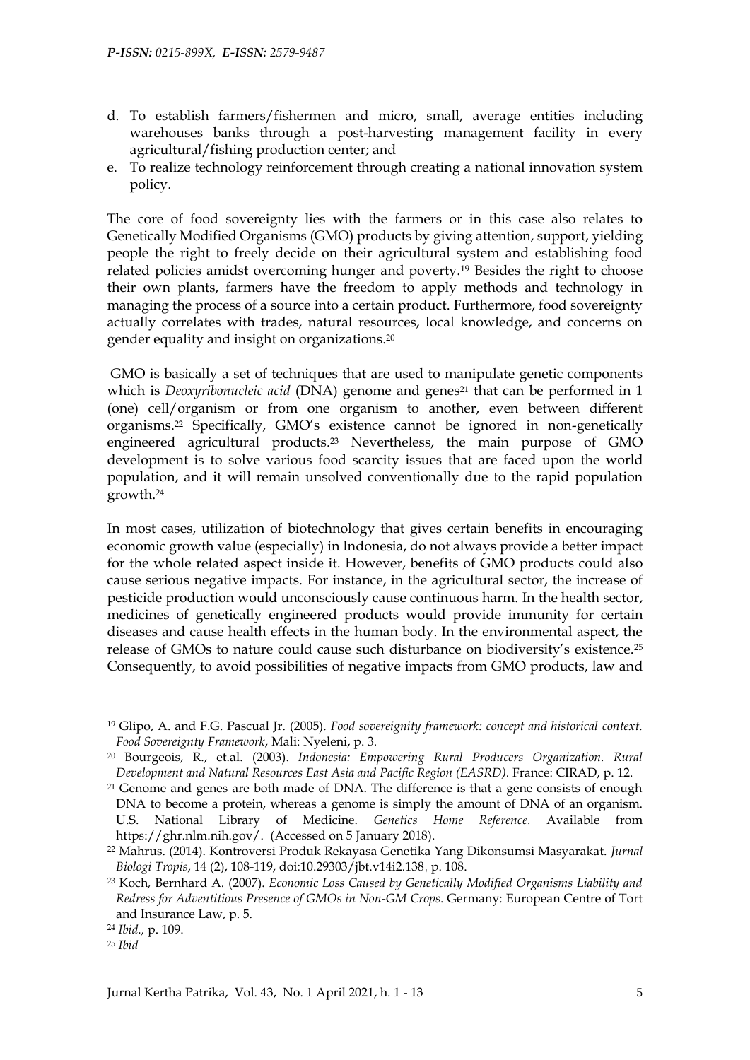d. To establish farmers/fishermen and micro, small, average entities including warehouses banks through a post-harvesting management facility in every agricultural/fishing production center; and
e. To realize technology reinforcement through creating a national innovation system policy.

The core of food sovereignty lies with the farmers or in this case also relates to Genetically Modified Organisms (GMO) products by giving attention, support, yielding people the right to freely decide on their agricultural system and establishing food related policies amidst overcoming hunger and poverty.[19] Besides the right to choose their own plants, farmers have the freedom to apply methods and technology in managing the process of a source into a certain product. Furthermore, food sovereignty actually correlates with trades, natural resources, local knowledge, and concerns on gender equality and insight on organizations.[20]

GMO is basically a set of techniques that are used to manipulate genetic components which is *Deoxyribonucleic acid* (DNA) genome and genes[21] that can be performed in 1 (one) cell/organism or from one organism to another, even between different organisms.[22] Specifically, GMO's existence cannot be ignored in non-genetically engineered agricultural products.[23] Nevertheless, the main purpose of GMO development is to solve various food scarcity issues that are faced upon the world population, and it will remain unsolved conventionally due to the rapid population growth.[24]

In most cases, utilization of biotechnology that gives certain benefits in encouraging economic growth value (especially) in Indonesia, do not always provide a better impact for the whole related aspect inside it. However, benefits of GMO products could also cause serious negative impacts. For instance, in the agricultural sector, the increase of pesticide production would unconsciously cause continuous harm. In the health sector, medicines of genetically engineered products would provide immunity for certain diseases and cause health effects in the human body. In the environmental aspect, the release of GMOs to nature could cause such disturbance on biodiversity's existence.[25] Consequently, to avoid possibilities of negative impacts from GMO products, law and

---

[19] Glipo, A. and F.G. Pascual Jr. (2005). *Food sovereignity framework: concept and historical context. Food Sovereignty Framework*, Mali: Nyeleni, p. 3.

[20] Bourgeois, R., et.al. (2003). *Indonesia: Empowering Rural Producers Organization. Rural Development and Natural Resources East Asia and Pacific Region (EASRD)*. France: CIRAD, p. 12.

[21] Genome and genes are both made of DNA. The difference is that a gene consists of enough DNA to become a protein, whereas a genome is simply the amount of DNA of an organism. U.S. National Library of Medicine. *Genetics Home Reference.* Available from https://ghr.nlm.nih.gov/. (Accessed on 5 January 2018).

[22] Mahrus. (2014). Kontroversi Produk Rekayasa Genetika Yang Dikonsumsi Masyarakat. *Jurnal Biologi Tropis*, 14 (2), 108-119, doi:10.29303/jbt.v14i2.138, p. 108.

[23] Koch, Bernhard A. (2007). *Economic Loss Caused by Genetically Modified Organisms Liability and Redress for Adventitious Presence of GMOs in Non-GM Crops*. Germany: European Centre of Tort and Insurance Law, p. 5.

[24] *Ibid.,* p. 109.

[25] *Ibid*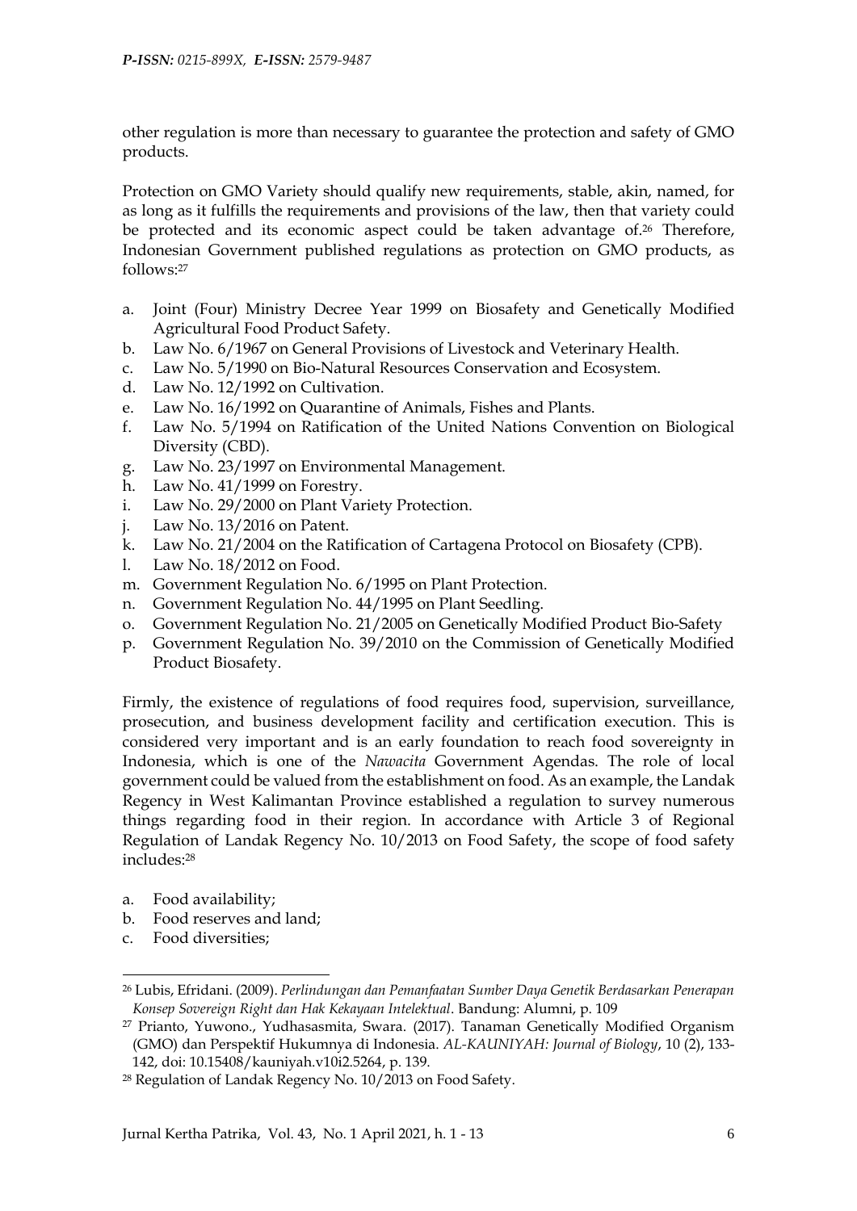other regulation is more than necessary to guarantee the protection and safety of GMO products.

Protection on GMO Variety should qualify new requirements, stable, akin, named, for as long as it fulfills the requirements and provisions of the law, then that variety could be protected and its economic aspect could be taken advantage of.[26] Therefore, Indonesian Government published regulations as protection on GMO products, as follows:[27]

a. Joint (Four) Ministry Decree Year 1999 on Biosafety and Genetically Modified Agricultural Food Product Safety.
b. Law No. 6/1967 on General Provisions of Livestock and Veterinary Health.
c. Law No. 5/1990 on Bio-Natural Resources Conservation and Ecosystem.
d. Law No. 12/1992 on Cultivation.
e. Law No. 16/1992 on Quarantine of Animals, Fishes and Plants.
f. Law No. 5/1994 on Ratification of the United Nations Convention on Biological Diversity (CBD).
g. Law No. 23/1997 on Environmental Management.
h. Law No. 41/1999 on Forestry.
i. Law No. 29/2000 on Plant Variety Protection.
j. Law No. 13/2016 on Patent.
k. Law No. 21/2004 on the Ratification of Cartagena Protocol on Biosafety (CPB).
l. Law No. 18/2012 on Food.
m. Government Regulation No. 6/1995 on Plant Protection.
n. Government Regulation No. 44/1995 on Plant Seedling.
o. Government Regulation No. 21/2005 on Genetically Modified Product Bio-Safety
p. Government Regulation No. 39/2010 on the Commission of Genetically Modified Product Biosafety.

Firmly, the existence of regulations of food requires food, supervision, surveillance, prosecution, and business development facility and certification execution. This is considered very important and is an early foundation to reach food sovereignty in Indonesia, which is one of the *Nawacita* Government Agendas. The role of local government could be valued from the establishment on food. As an example, the Landak Regency in West Kalimantan Province established a regulation to survey numerous things regarding food in their region. In accordance with Article 3 of Regional Regulation of Landak Regency No. 10/2013 on Food Safety, the scope of food safety includes:[28]

a. Food availability;
b. Food reserves and land;
c. Food diversities;

---

[26] Lubis, Efridani. (2009). *Perlindungan dan Pemanfaatan Sumber Daya Genetik Berdasarkan Penerapan Konsep Sovereign Right dan Hak Kekayaan Intelektual*. Bandung: Alumni, p. 109

[27] Prianto, Yuwono., Yudhasasmita, Swara. (2017). Tanaman Genetically Modified Organism (GMO) dan Perspektif Hukumnya di Indonesia. *AL-KAUNIYAH: Journal of Biology*, 10 (2), 133-142, doi: 10.15408/kauniyah.v10i2.5264, p. 139.

[28] Regulation of Landak Regency No. 10/2013 on Food Safety.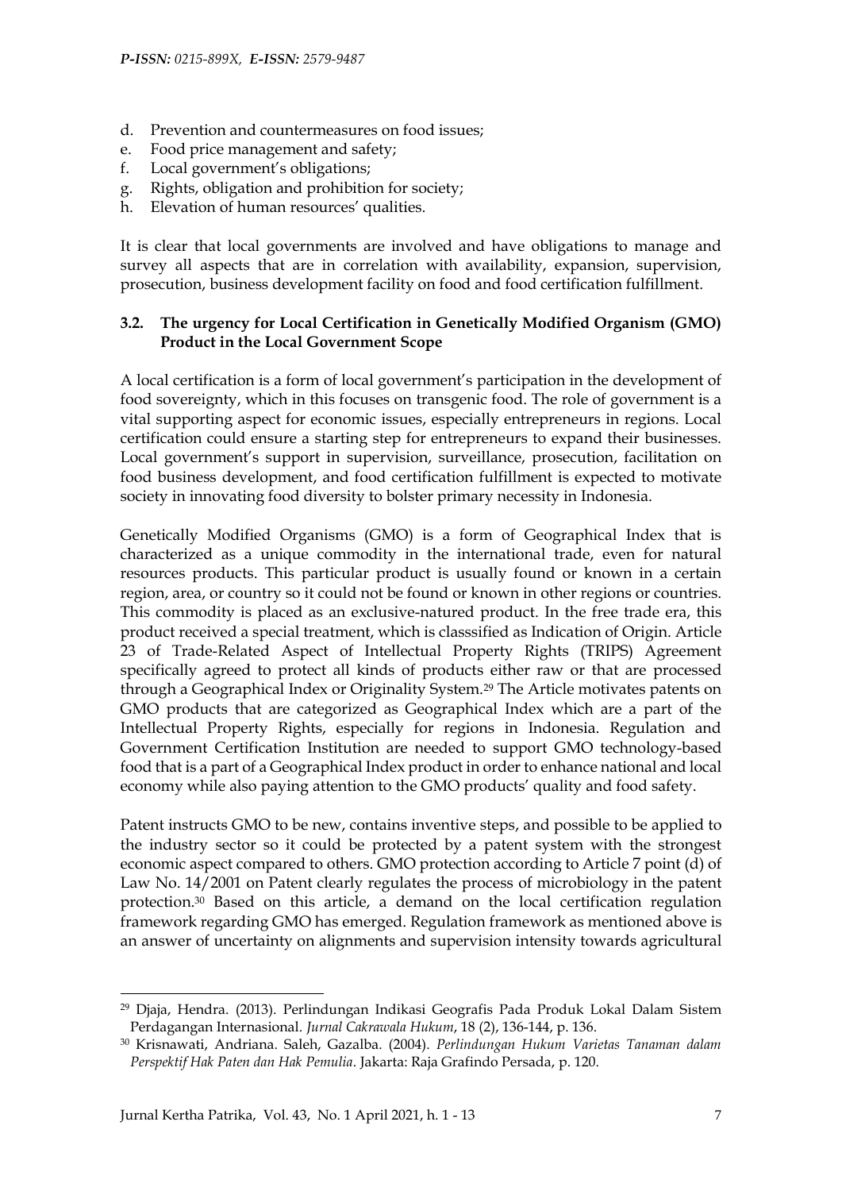d. Prevention and countermeasures on food issues;
e. Food price management and safety;
f. Local government's obligations;
g. Rights, obligation and prohibition for society;
h. Elevation of human resources' qualities.

It is clear that local governments are involved and have obligations to manage and survey all aspects that are in correlation with availability, expansion, supervision, prosecution, business development facility on food and food certification fulfillment.

### 3.2. The urgency for Local Certification in Genetically Modified Organism (GMO) Product in the Local Government Scope

A local certification is a form of local government's participation in the development of food sovereignty, which in this focuses on transgenic food. The role of government is a vital supporting aspect for economic issues, especially entrepreneurs in regions. Local certification could ensure a starting step for entrepreneurs to expand their businesses. Local government's support in supervision, surveillance, prosecution, facilitation on food business development, and food certification fulfillment is expected to motivate society in innovating food diversity to bolster primary necessity in Indonesia.

Genetically Modified Organisms (GMO) is a form of Geographical Index that is characterized as a unique commodity in the international trade, even for natural resources products. This particular product is usually found or known in a certain region, area, or country so it could not be found or known in other regions or countries. This commodity is placed as an exclusive-natured product. In the free trade era, this product received a special treatment, which is classsified as Indication of Origin. Article 23 of Trade-Related Aspect of Intellectual Property Rights (TRIPS) Agreement specifically agreed to protect all kinds of products either raw or that are processed through a Geographical Index or Originality System.[29] The Article motivates patents on GMO products that are categorized as Geographical Index which are a part of the Intellectual Property Rights, especially for regions in Indonesia. Regulation and Government Certification Institution are needed to support GMO technology-based food that is a part of a Geographical Index product in order to enhance national and local economy while also paying attention to the GMO products' quality and food safety.

Patent instructs GMO to be new, contains inventive steps, and possible to be applied to the industry sector so it could be protected by a patent system with the strongest economic aspect compared to others. GMO protection according to Article 7 point (d) of Law No. 14/2001 on Patent clearly regulates the process of microbiology in the patent protection.[30] Based on this article, a demand on the local certification regulation framework regarding GMO has emerged. Regulation framework as mentioned above is an answer of uncertainty on alignments and supervision intensity towards agricultural

---

[29] Djaja, Hendra. (2013). Perlindungan Indikasi Geografis Pada Produk Lokal Dalam Sistem Perdagangan Internasional. *Jurnal Cakrawala Hukum*, 18 (2), 136-144, p. 136.

[30] Krisnawati, Andriana. Saleh, Gazalba. (2004). *Perlindungan Hukum Varietas Tanaman dalam Perspektif Hak Paten dan Hak Pemulia*. Jakarta: Raja Grafindo Persada, p. 120.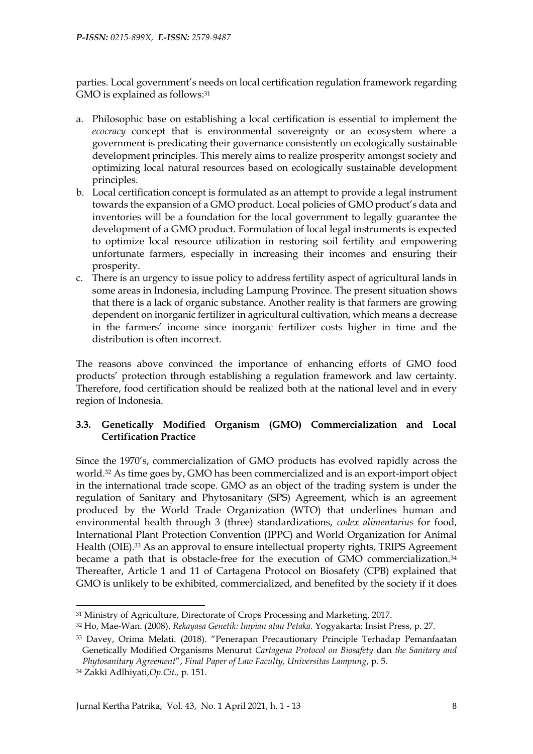parties. Local government's needs on local certification regulation framework regarding GMO is explained as follows:[31]

a. Philosophic base on establishing a local certification is essential to implement the *ecocracy* concept that is environmental sovereignty or an ecosystem where a government is predicating their governance consistently on ecologically sustainable development principles. This merely aims to realize prosperity amongst society and optimizing local natural resources based on ecologically sustainable development principles.
b. Local certification concept is formulated as an attempt to provide a legal instrument towards the expansion of a GMO product. Local policies of GMO product's data and inventories will be a foundation for the local government to legally guarantee the development of a GMO product. Formulation of local legal instruments is expected to optimize local resource utilization in restoring soil fertility and empowering unfortunate farmers, especially in increasing their incomes and ensuring their prosperity.
c. There is an urgency to issue policy to address fertility aspect of agricultural lands in some areas in Indonesia, including Lampung Province. The present situation shows that there is a lack of organic substance. Another reality is that farmers are growing dependent on inorganic fertilizer in agricultural cultivation, which means a decrease in the farmers' income since inorganic fertilizer costs higher in time and the distribution is often incorrect.

The reasons above convinced the importance of enhancing efforts of GMO food products' protection through establishing a regulation framework and law certainty. Therefore, food certification should be realized both at the national level and in every region of Indonesia.

### 3.3. Genetically Modified Organism (GMO) Commercialization and Local Certification Practice

Since the 1970's, commercialization of GMO products has evolved rapidly across the world.[32] As time goes by, GMO has been commercialized and is an export-import object in the international trade scope. GMO as an object of the trading system is under the regulation of Sanitary and Phytosanitary (SPS) Agreement, which is an agreement produced by the World Trade Organization (WTO) that underlines human and environmental health through 3 (three) standardizations, *codex alimentarius* for food, International Plant Protection Convention (IPPC) and World Organization for Animal Health (OIE).[33] As an approval to ensure intellectual property rights, TRIPS Agreement became a path that is obstacle-free for the execution of GMO commercialization.[34] Thereafter, Article 1 and 11 of Cartagena Protocol on Biosafety (CPB) explained that GMO is unlikely to be exhibited, commercialized, and benefited by the society if it does

---

[31] Ministry of Agriculture, Directorate of Crops Processing and Marketing, 2017.

[32] Ho, Mae-Wan. (2008). *Rekayasa Genetik: Impian atau Petaka.* Yogyakarta: Insist Press, p. 27.

[33] Davey, Orima Melati. (2018). "Penerapan Precautionary Principle Terhadap Pemanfaatan Genetically Modified Organisms Menurut *Cartagena Protocol on Biosafety* dan *the Sanitary and Phytosanitary Agreement*", *Final Paper of Law Faculty, Universitas Lampung*, p. 5.

[34] Zakki Adlhiyati, *Op.Cit.,* p. 151.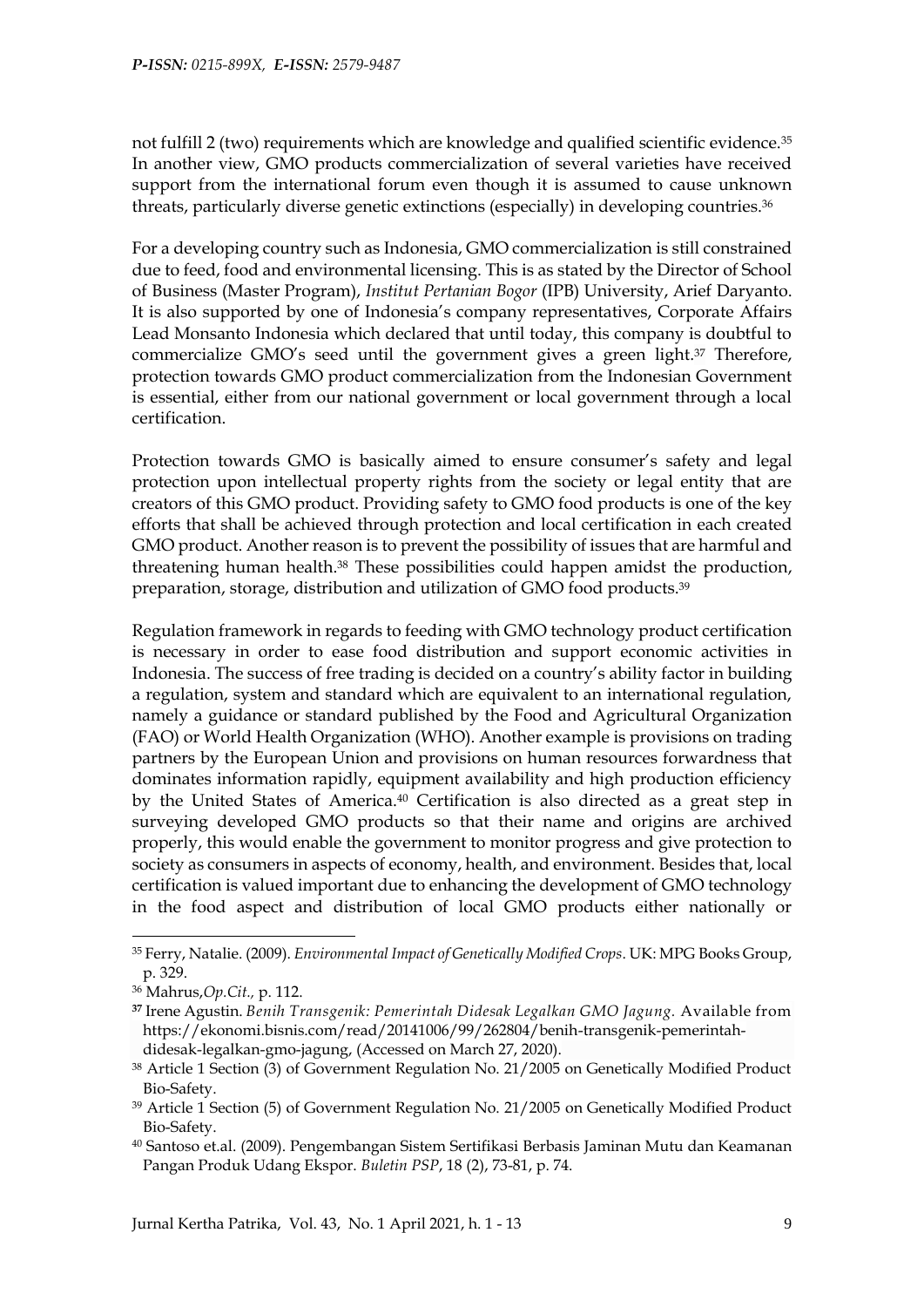not fulfill 2 (two) requirements which are knowledge and qualified scientific evidence.[35] In another view, GMO products commercialization of several varieties have received support from the international forum even though it is assumed to cause unknown threats, particularly diverse genetic extinctions (especially) in developing countries.[36]

For a developing country such as Indonesia, GMO commercialization is still constrained due to feed, food and environmental licensing. This is as stated by the Director of School of Business (Master Program), *Institut Pertanian Bogor* (IPB) University, Arief Daryanto. It is also supported by one of Indonesia's company representatives, Corporate Affairs Lead Monsanto Indonesia which declared that until today, this company is doubtful to commercialize GMO's seed until the government gives a green light.[37] Therefore, protection towards GMO product commercialization from the Indonesian Government is essential, either from our national government or local government through a local certification.

Protection towards GMO is basically aimed to ensure consumer's safety and legal protection upon intellectual property rights from the society or legal entity that are creators of this GMO product. Providing safety to GMO food products is one of the key efforts that shall be achieved through protection and local certification in each created GMO product. Another reason is to prevent the possibility of issues that are harmful and threatening human health.[38] These possibilities could happen amidst the production, preparation, storage, distribution and utilization of GMO food products.[39]

Regulation framework in regards to feeding with GMO technology product certification is necessary in order to ease food distribution and support economic activities in Indonesia. The success of free trading is decided on a country's ability factor in building a regulation, system and standard which are equivalent to an international regulation, namely a guidance or standard published by the Food and Agricultural Organization (FAO) or World Health Organization (WHO). Another example is provisions on trading partners by the European Union and provisions on human resources forwardness that dominates information rapidly, equipment availability and high production efficiency by the United States of America.[40] Certification is also directed as a great step in surveying developed GMO products so that their name and origins are archived properly, this would enable the government to monitor progress and give protection to society as consumers in aspects of economy, health, and environment. Besides that, local certification is valued important due to enhancing the development of GMO technology in the food aspect and distribution of local GMO products either nationally or

---

[35] Ferry, Natalie. (2009). *Environmental Impact of Genetically Modified Crops*. UK: MPG Books Group, p. 329.

[36] Mahrus, *Op.Cit.,* p. 112.

[37] Irene Agustin. *Benih Transgenik: Pemerintah Didesak Legalkan GMO Jagung.* Available from https://ekonomi.bisnis.com/read/20141006/99/262804/benih-transgenik-pemerintah-didesak-legalkan-gmo-jagung, (Accessed on March 27, 2020).

[38] Article 1 Section (3) of Government Regulation No. 21/2005 on Genetically Modified Product Bio-Safety.

[39] Article 1 Section (5) of Government Regulation No. 21/2005 on Genetically Modified Product Bio-Safety.

[40] Santoso et.al. (2009). Pengembangan Sistem Sertifikasi Berbasis Jaminan Mutu dan Keamanan Pangan Produk Udang Ekspor. *Buletin PSP*, 18 (2), 73-81, p. 74.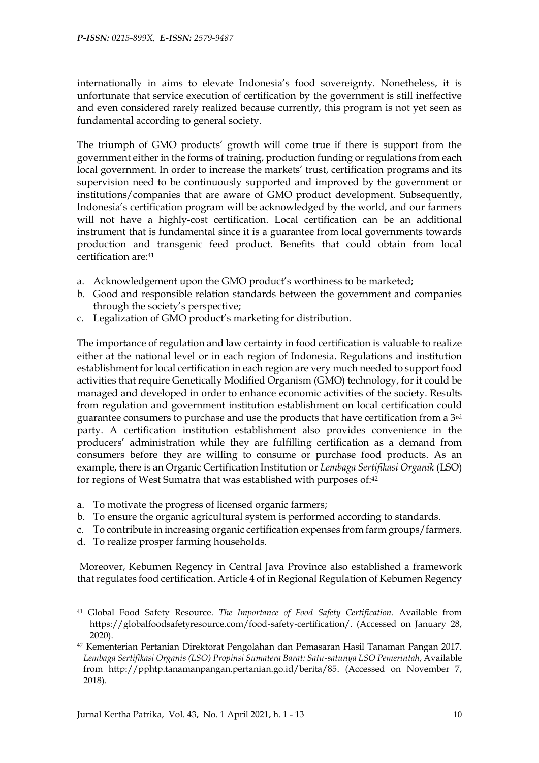internationally in aims to elevate Indonesia's food sovereignty. Nonetheless, it is unfortunate that service execution of certification by the government is still ineffective and even considered rarely realized because currently, this program is not yet seen as fundamental according to general society.

The triumph of GMO products' growth will come true if there is support from the government either in the forms of training, production funding or regulations from each local government. In order to increase the markets' trust, certification programs and its supervision need to be continuously supported and improved by the government or institutions/companies that are aware of GMO product development. Subsequently, Indonesia's certification program will be acknowledged by the world, and our farmers will not have a highly-cost certification. Local certification can be an additional instrument that is fundamental since it is a guarantee from local governments towards production and transgenic feed product. Benefits that could obtain from local certification are:[41]

a. Acknowledgement upon the GMO product's worthiness to be marketed;
b. Good and responsible relation standards between the government and companies through the society's perspective;
c. Legalization of GMO product's marketing for distribution.

The importance of regulation and law certainty in food certification is valuable to realize either at the national level or in each region of Indonesia. Regulations and institution establishment for local certification in each region are very much needed to support food activities that require Genetically Modified Organism (GMO) technology, for it could be managed and developed in order to enhance economic activities of the society. Results from regulation and government institution establishment on local certification could guarantee consumers to purchase and use the products that have certification from a 3rd party. A certification institution establishment also provides convenience in the producers' administration while they are fulfilling certification as a demand from consumers before they are willing to consume or purchase food products. As an example, there is an Organic Certification Institution or *Lembaga Sertifikasi Organik* (LSO) for regions of West Sumatra that was established with purposes of:[42]

a. To motivate the progress of licensed organic farmers;
b. To ensure the organic agricultural system is performed according to standards.
c. To contribute in increasing organic certification expenses from farm groups/farmers.
d. To realize prosper farming households.

Moreover, Kebumen Regency in Central Java Province also established a framework that regulates food certification. Article 4 of in Regional Regulation of Kebumen Regency

---

[41] Global Food Safety Resource. *The Importance of Food Safety Certification*. Available from https://globalfoodsafetyresource.com/food-safety-certification/. (Accessed on January 28, 2020).

[42] Kementerian Pertanian Direktorat Pengolahan dan Pemasaran Hasil Tanaman Pangan 2017. *Lembaga Sertifikasi Organis (LSO) Propinsi Sumatera Barat: Satu-satunya LSO Pemerintah*, Available from http://pphtp.tanamanpangan.pertanian.go.id/berita/85. (Accessed on November 7, 2018).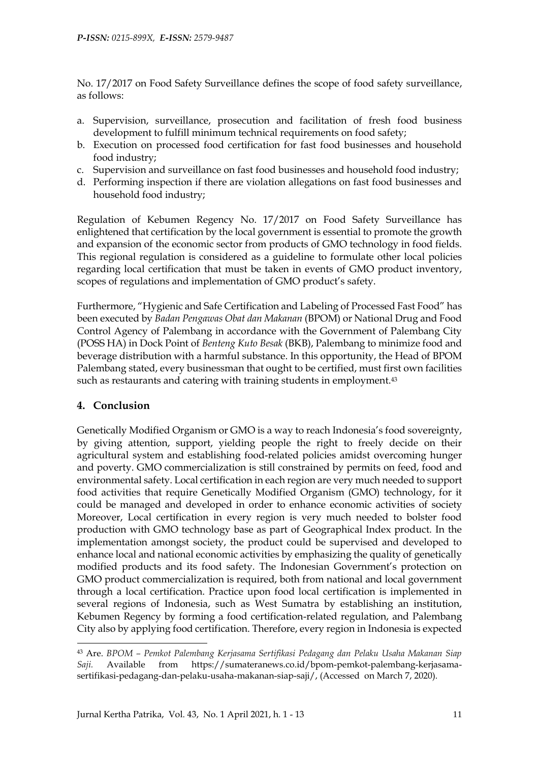No. 17/2017 on Food Safety Surveillance defines the scope of food safety surveillance, as follows:

a. Supervision, surveillance, prosecution and facilitation of fresh food business development to fulfill minimum technical requirements on food safety;
b. Execution on processed food certification for fast food businesses and household food industry;
c. Supervision and surveillance on fast food businesses and household food industry;
d. Performing inspection if there are violation allegations on fast food businesses and household food industry;

Regulation of Kebumen Regency No. 17/2017 on Food Safety Surveillance has enlightened that certification by the local government is essential to promote the growth and expansion of the economic sector from products of GMO technology in food fields. This regional regulation is considered as a guideline to formulate other local policies regarding local certification that must be taken in events of GMO product inventory, scopes of regulations and implementation of GMO product's safety.

Furthermore, "Hygienic and Safe Certification and Labeling of Processed Fast Food" has been executed by *Badan Pengawas Obat dan Makanan* (BPOM) or National Drug and Food Control Agency of Palembang in accordance with the Government of Palembang City (POSS HA) in Dock Point of *Benteng Kuto Besak* (BKB), Palembang to minimize food and beverage distribution with a harmful substance. In this opportunity, the Head of BPOM Palembang stated, every businessman that ought to be certified, must first own facilities such as restaurants and catering with training students in employment.[43]

## 4. Conclusion

Genetically Modified Organism or GMO is a way to reach Indonesia's food sovereignty, by giving attention, support, yielding people the right to freely decide on their agricultural system and establishing food-related policies amidst overcoming hunger and poverty. GMO commercialization is still constrained by permits on feed, food and environmental safety. Local certification in each region are very much needed to support food activities that require Genetically Modified Organism (GMO) technology, for it could be managed and developed in order to enhance economic activities of society Moreover, Local certification in every region is very much needed to bolster food production with GMO technology base as part of Geographical Index product. In the implementation amongst society, the product could be supervised and developed to enhance local and national economic activities by emphasizing the quality of genetically modified products and its food safety. The Indonesian Government's protection on GMO product commercialization is required, both from national and local government through a local certification. Practice upon food local certification is implemented in several regions of Indonesia, such as West Sumatra by establishing an institution, Kebumen Regency by forming a food certification-related regulation, and Palembang City also by applying food certification. Therefore, every region in Indonesia is expected

---

[43] Are. *BPOM – Pemkot Palembang Kerjasama Sertifikasi Pedagang dan Pelaku Usaha Makanan Siap Saji.* Available from https://sumateranews.co.id/bpom-pemkot-palembang-kerjasama-sertifikasi-pedagang-dan-pelaku-usaha-makanan-siap-saji/, (Accessed on March 7, 2020).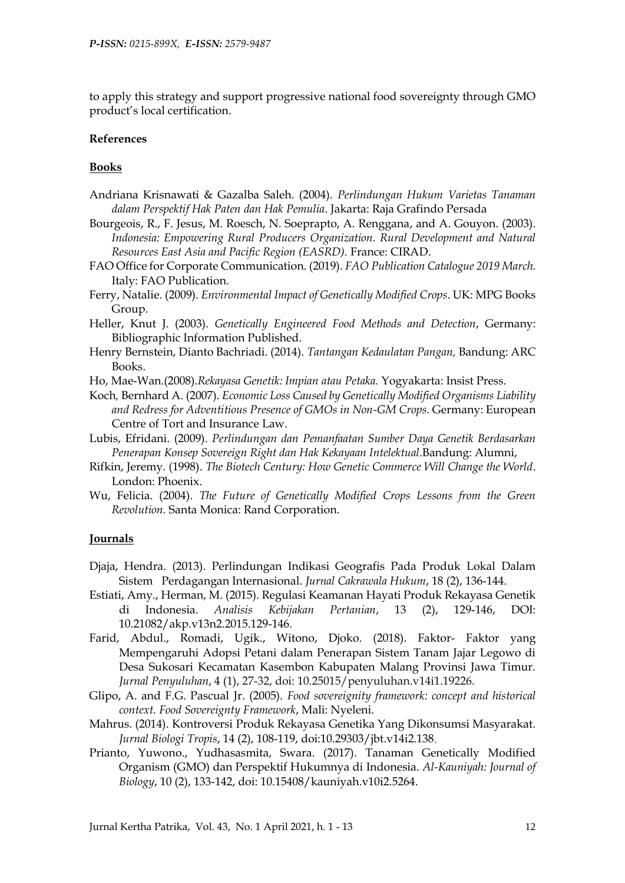to apply this strategy and support progressive national food sovereignty through GMO product's local certification.

**References**

**Books**

Andriana Krisnawati & Gazalba Saleh. (2004). *Perlindungan Hukum Varietas Tanaman dalam Perspektif Hak Paten dan Hak Pemulia*. Jakarta: Raja Grafindo Persada

Bourgeois, R., F. Jesus, M. Roesch, N. Soeprapto, A. Renggana, and A. Gouyon. (2003). *Indonesia: Empowering Rural Producers Organization. Rural Development and Natural Resources East Asia and Pacific Region (EASRD)*. France: CIRAD.

FAO Office for Corporate Communication. (2019). *FAO Publication Catalogue 2019 March.* Italy: FAO Publication.

Ferry, Natalie. (2009). *Environmental Impact of Genetically Modified Crops*. UK: MPG Books Group.

Heller, Knut J. (2003). *Genetically Engineered Food Methods and Detection*, Germany: Bibliographic Information Published.

Henry Bernstein, Dianto Bachriadi. (2014). *Tantangan Kedaulatan Pangan,* Bandung: ARC Books.

Ho, Mae-Wan.(2008).*Rekayasa Genetik: Impian atau Petaka.* Yogyakarta: Insist Press.

Koch, Bernhard A. (2007). *Economic Loss Caused by Genetically Modified Organisms Liability and Redress for Adventitious Presence of GMOs in Non-GM Crops*. Germany: European Centre of Tort and Insurance Law.

Lubis, Efridani. (2009). *Perlindungan dan Pemanfaatan Sumber Daya Genetik Berdasarkan Penerapan Konsep Sovereign Right dan Hak Kekayaan Intelektual*.Bandung: Alumni,

Rifkin, Jeremy. (1998). *The Biotech Century: How Genetic Commerce Will Change the World*. London: Phoenix.

Wu, Felicia. (2004). *The Future of Genetically Modified Crops Lessons from the Green Revolution*. Santa Monica: Rand Corporation.

**Journals**

Djaja, Hendra. (2013). Perlindungan Indikasi Geografis Pada Produk Lokal Dalam Sistem Perdagangan Internasional. *Jurnal Cakrawala Hukum*, 18 (2), 136-144.

Estiati, Amy., Herman, M. (2015). Regulasi Keamanan Hayati Produk Rekayasa Genetik di Indonesia. *Analisis Kebijakan Pertanian*, 13 (2), 129-146, DOI: 10.21082/akp.v13n2.2015.129-146.

Farid, Abdul., Romadi, Ugik., Witono, Djoko. (2018). Faktor- Faktor yang Mempengaruhi Adopsi Petani dalam Penerapan Sistem Tanam Jajar Legowo di Desa Sukosari Kecamatan Kasembon Kabupaten Malang Provinsi Jawa Timur. *Jurnal Penyuluhan*, 4 (1), 27-32, doi: 10.25015/penyuluhan.v14i1.19226.

Glipo, A. and F.G. Pascual Jr. (2005). *Food sovereignity framework: concept and historical context. Food Sovereignty Framework*, Mali: Nyeleni.

Mahrus. (2014). Kontroversi Produk Rekayasa Genetika Yang Dikonsumsi Masyarakat. *Jurnal Biologi Tropis*, 14 (2), 108-119, doi:10.29303/jbt.v14i2.138,

Prianto, Yuwono., Yudhasasmita, Swara. (2017). Tanaman Genetically Modified Organism (GMO) dan Perspektif Hukumnya di Indonesia. *Al-Kauniyah: Journal of Biology*, 10 (2), 133-142, doi: 10.15408/kauniyah.v10i2.5264.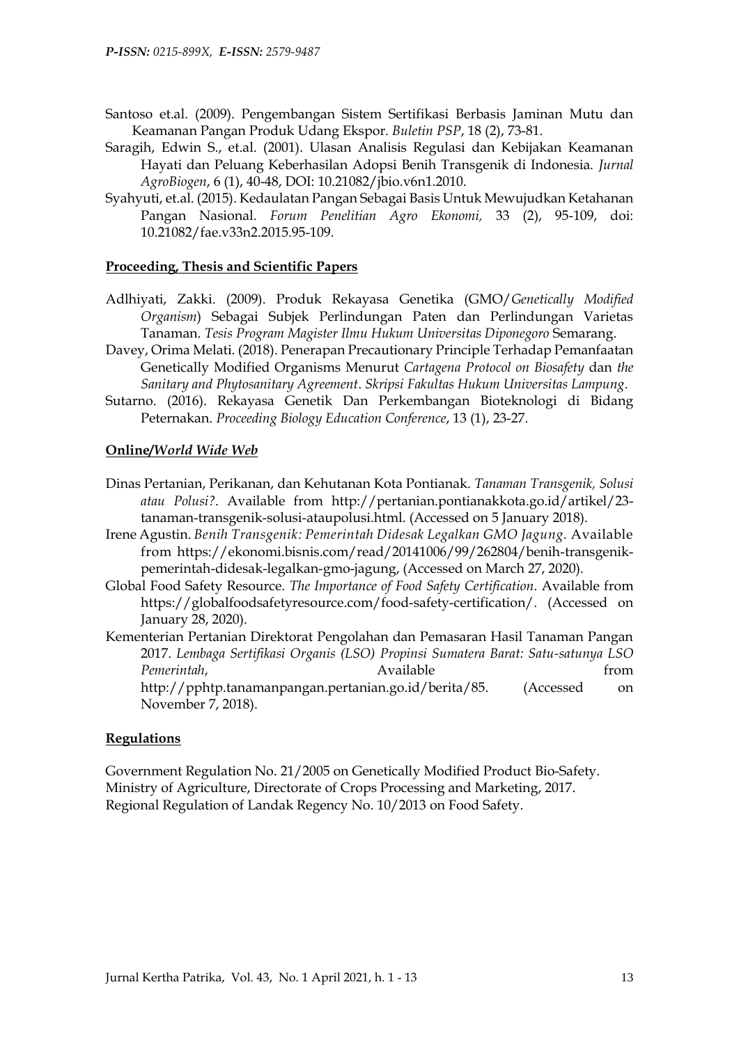Santoso et.al. (2009). Pengembangan Sistem Sertifikasi Berbasis Jaminan Mutu dan Keamanan Pangan Produk Udang Ekspor. *Buletin PSP*, 18 (2), 73-81.

Saragih, Edwin S., et.al. (2001). Ulasan Analisis Regulasi dan Kebijakan Keamanan Hayati dan Peluang Keberhasilan Adopsi Benih Transgenik di Indonesia. *Jurnal AgroBiogen*, 6 (1), 40-48, DOI: 10.21082/jbio.v6n1.2010.

Syahyuti, et.al. (2015). Kedaulatan Pangan Sebagai Basis Untuk Mewujudkan Ketahanan Pangan Nasional. *Forum Penelitian Agro Ekonomi,* 33 (2), 95-109, doi: 10.21082/fae.v33n2.2015.95-109.

**Proceeding, Thesis and Scientific Papers**

Adlhiyati, Zakki. (2009). Produk Rekayasa Genetika (GMO/*Genetically Modified Organism*) Sebagai Subjek Perlindungan Paten dan Perlindungan Varietas Tanaman. *Tesis Program Magister Ilmu Hukum Universitas Diponegoro* Semarang.

Davey, Orima Melati. (2018). Penerapan Precautionary Principle Terhadap Pemanfaatan Genetically Modified Organisms Menurut *Cartagena Protocol on Biosafety* dan *the Sanitary and Phytosanitary Agreement*. *Skripsi Fakultas Hukum Universitas Lampung*.

Sutarno. (2016). Rekayasa Genetik Dan Perkembangan Bioteknologi di Bidang Peternakan. *Proceeding Biology Education Conference*, 13 (1), 23-27.

**Online/*World Wide Web***

Dinas Pertanian, Perikanan, dan Kehutanan Kota Pontianak. *Tanaman Transgenik, Solusi atau Polusi?*. Available from http://pertanian.pontianakkota.go.id/artikel/23-tanaman-transgenik-solusi-ataupolusi.html. (Accessed on 5 January 2018).

Irene Agustin. *Benih Transgenik: Pemerintah Didesak Legalkan GMO Jagung*. Available from https://ekonomi.bisnis.com/read/20141006/99/262804/benih-transgenik-pemerintah-didesak-legalkan-gmo-jagung, (Accessed on March 27, 2020).

Global Food Safety Resource. *The Importance of Food Safety Certification*. Available from https://globalfoodsafetyresource.com/food-safety-certification/. (Accessed on January 28, 2020).

Kementerian Pertanian Direktorat Pengolahan dan Pemasaran Hasil Tanaman Pangan 2017. *Lembaga Sertifikasi Organis (LSO) Propinsi Sumatera Barat: Satu-satunya LSO Pemerintah*, Available from http://pphtp.tanamanpangan.pertanian.go.id/berita/85. (Accessed on November 7, 2018).

**Regulations**

Government Regulation No. 21/2005 on Genetically Modified Product Bio-Safety.
Ministry of Agriculture, Directorate of Crops Processing and Marketing, 2017.
Regional Regulation of Landak Regency No. 10/2013 on Food Safety.